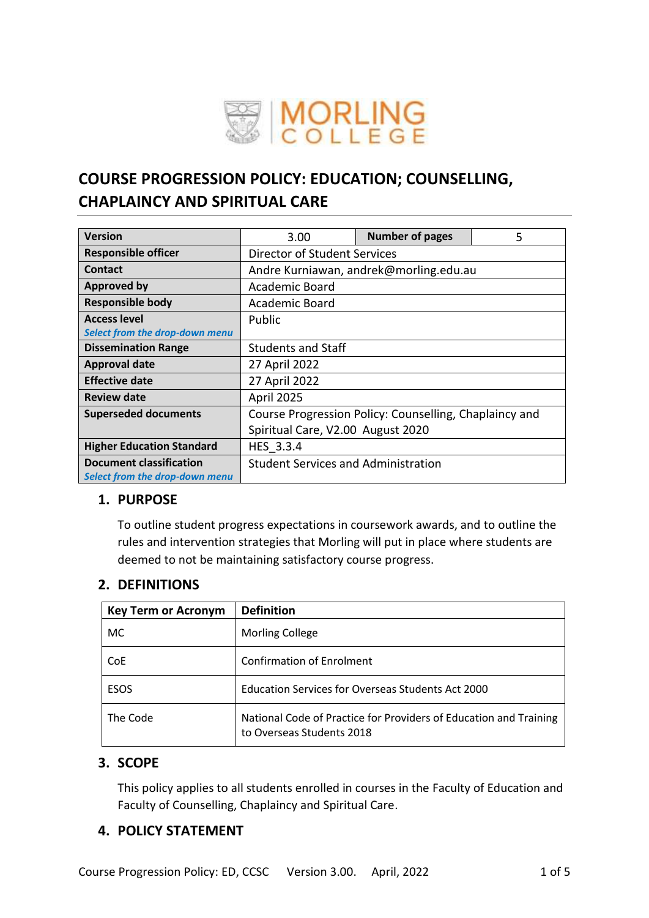# COURSE PROGRESSION POLICY: EDUCATION; COUNSELLING, CHAPLAINCY AND SPIRITUAL CARE

| **Version** | 3.00 | **Number of pages** | 5 |
|---|---|---|---|
| **Responsible officer** | Director of Student Services | | |
| **Contact** | Andre Kurniawan, andrek@morling.edu.au | | |
| **Approved by** | Academic Board | | |
| **Responsible body** | Academic Board | | |
| **Access level** *Select from the drop-down menu* | Public | | |
| **Dissemination Range** | Students and Staff | | |
| **Approval date** | 27 April 2022 | | |
| **Effective date** | 27 April 2022 | | |
| **Review date** | April 2025 | | |
| **Superseded documents** | Course Progression Policy: Counselling, Chaplaincy and Spiritual Care, V2.00 August 2020 | | |
| **Higher Education Standard** | HES_3.3.4 | | |
| **Document classification** *Select from the drop-down menu* | Student Services and Administration | | |

## 1. PURPOSE

To outline student progress expectations in coursework awards, and to outline the rules and intervention strategies that Morling will put in place where students are deemed to not be maintaining satisfactory course progress.

## 2. DEFINITIONS

| Key Term or Acronym | Definition |
|---|---|
| MC | Morling College |
| CoE | Confirmation of Enrolment |
| ESOS | Education Services for Overseas Students Act 2000 |
| The Code | National Code of Practice for Providers of Education and Training to Overseas Students 2018 |

## 3. SCOPE

This policy applies to all students enrolled in courses in the Faculty of Education and Faculty of Counselling, Chaplaincy and Spiritual Care.

## 4. POLICY STATEMENT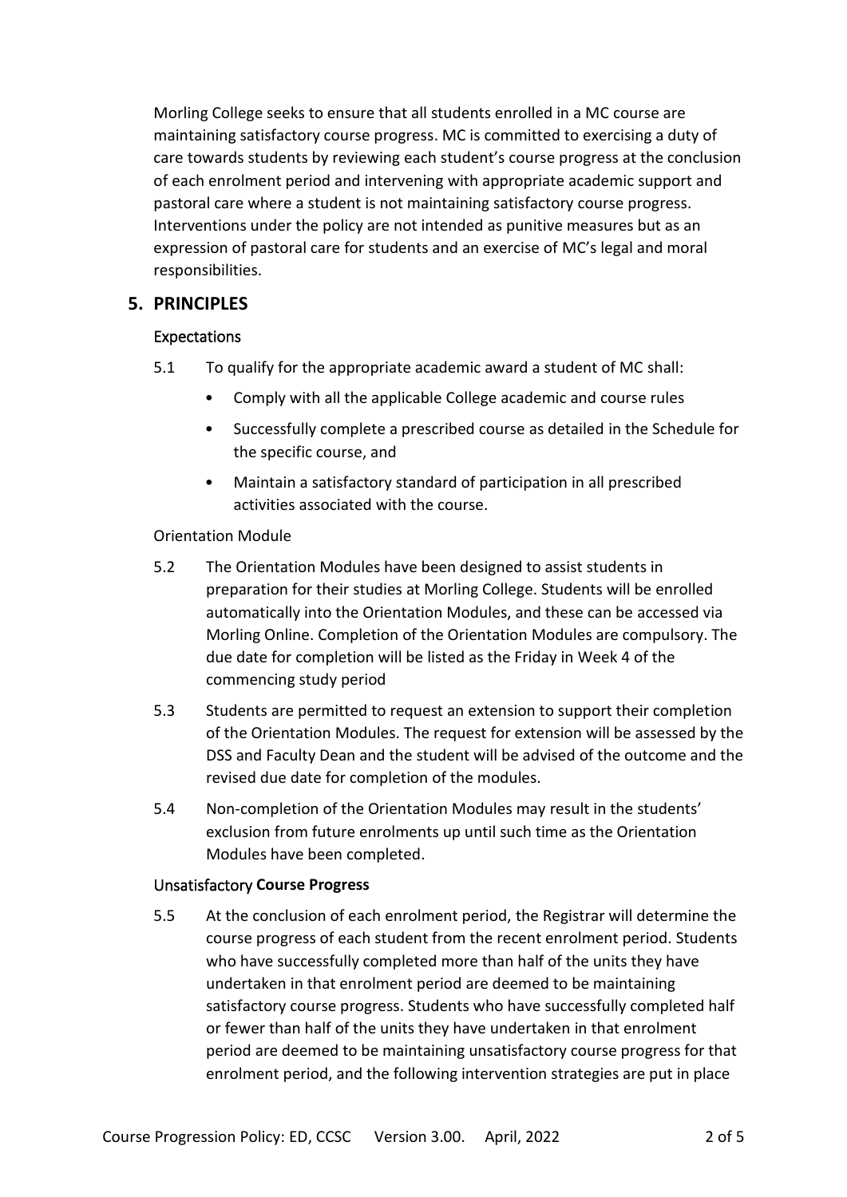Morling College seeks to ensure that all students enrolled in a MC course are maintaining satisfactory course progress. MC is committed to exercising a duty of care towards students by reviewing each student's course progress at the conclusion of each enrolment period and intervening with appropriate academic support and pastoral care where a student is not maintaining satisfactory course progress. Interventions under the policy are not intended as punitive measures but as an expression of pastoral care for students and an exercise of MC's legal and moral responsibilities.

## 5. PRINCIPLES

### Expectations

5.1 To qualify for the appropriate academic award a student of MC shall:

- Comply with all the applicable College academic and course rules
- Successfully complete a prescribed course as detailed in the Schedule for the specific course, and
- Maintain a satisfactory standard of participation in all prescribed activities associated with the course.

Orientation Module

5.2 The Orientation Modules have been designed to assist students in preparation for their studies at Morling College. Students will be enrolled automatically into the Orientation Modules, and these can be accessed via Morling Online. Completion of the Orientation Modules are compulsory. The due date for completion will be listed as the Friday in Week 4 of the commencing study period

5.3 Students are permitted to request an extension to support their completion of the Orientation Modules. The request for extension will be assessed by the DSS and Faculty Dean and the student will be advised of the outcome and the revised due date for completion of the modules.

5.4 Non-completion of the Orientation Modules may result in the students' exclusion from future enrolments up until such time as the Orientation Modules have been completed.

### Unsatisfactory **Course Progress**

5.5 At the conclusion of each enrolment period, the Registrar will determine the course progress of each student from the recent enrolment period. Students who have successfully completed more than half of the units they have undertaken in that enrolment period are deemed to be maintaining satisfactory course progress. Students who have successfully completed half or fewer than half of the units they have undertaken in that enrolment period are deemed to be maintaining unsatisfactory course progress for that enrolment period, and the following intervention strategies are put in place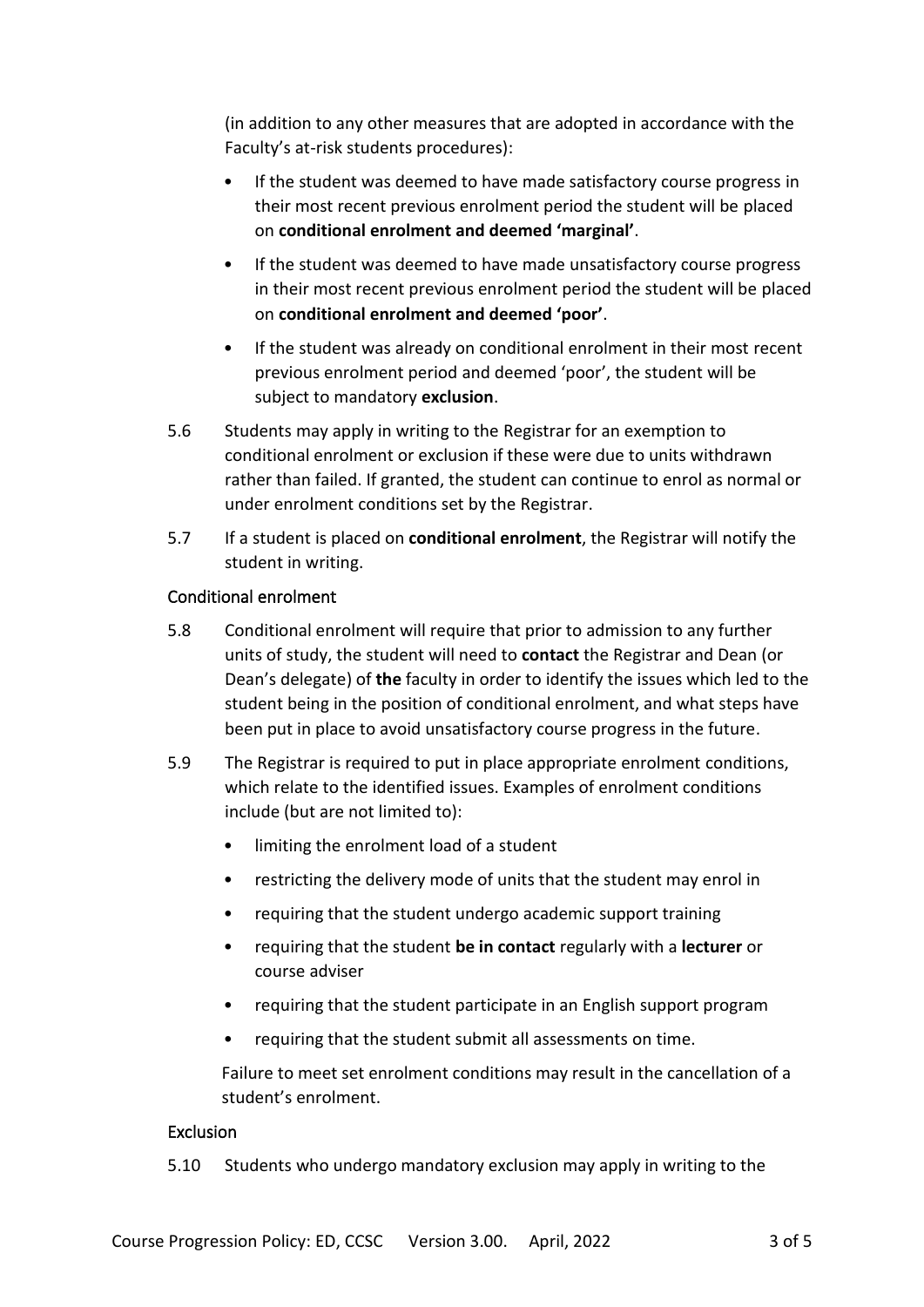(in addition to any other measures that are adopted in accordance with the Faculty's at-risk students procedures):

- If the student was deemed to have made satisfactory course progress in their most recent previous enrolment period the student will be placed on **conditional enrolment and deemed 'marginal'**.
- If the student was deemed to have made unsatisfactory course progress in their most recent previous enrolment period the student will be placed on **conditional enrolment and deemed 'poor'**.
- If the student was already on conditional enrolment in their most recent previous enrolment period and deemed 'poor', the student will be subject to mandatory **exclusion**.

5.6 Students may apply in writing to the Registrar for an exemption to conditional enrolment or exclusion if these were due to units withdrawn rather than failed. If granted, the student can continue to enrol as normal or under enrolment conditions set by the Registrar.

5.7 If a student is placed on **conditional enrolment**, the Registrar will notify the student in writing.

### Conditional enrolment

5.8 Conditional enrolment will require that prior to admission to any further units of study, the student will need to **contact** the Registrar and Dean (or Dean's delegate) of **the** faculty in order to identify the issues which led to the student being in the position of conditional enrolment, and what steps have been put in place to avoid unsatisfactory course progress in the future.

5.9 The Registrar is required to put in place appropriate enrolment conditions, which relate to the identified issues. Examples of enrolment conditions include (but are not limited to):

- limiting the enrolment load of a student
- restricting the delivery mode of units that the student may enrol in
- requiring that the student undergo academic support training
- requiring that the student **be in contact** regularly with a **lecturer** or course adviser
- requiring that the student participate in an English support program
- requiring that the student submit all assessments on time.

Failure to meet set enrolment conditions may result in the cancellation of a student's enrolment.

### Exclusion

5.10 Students who undergo mandatory exclusion may apply in writing to the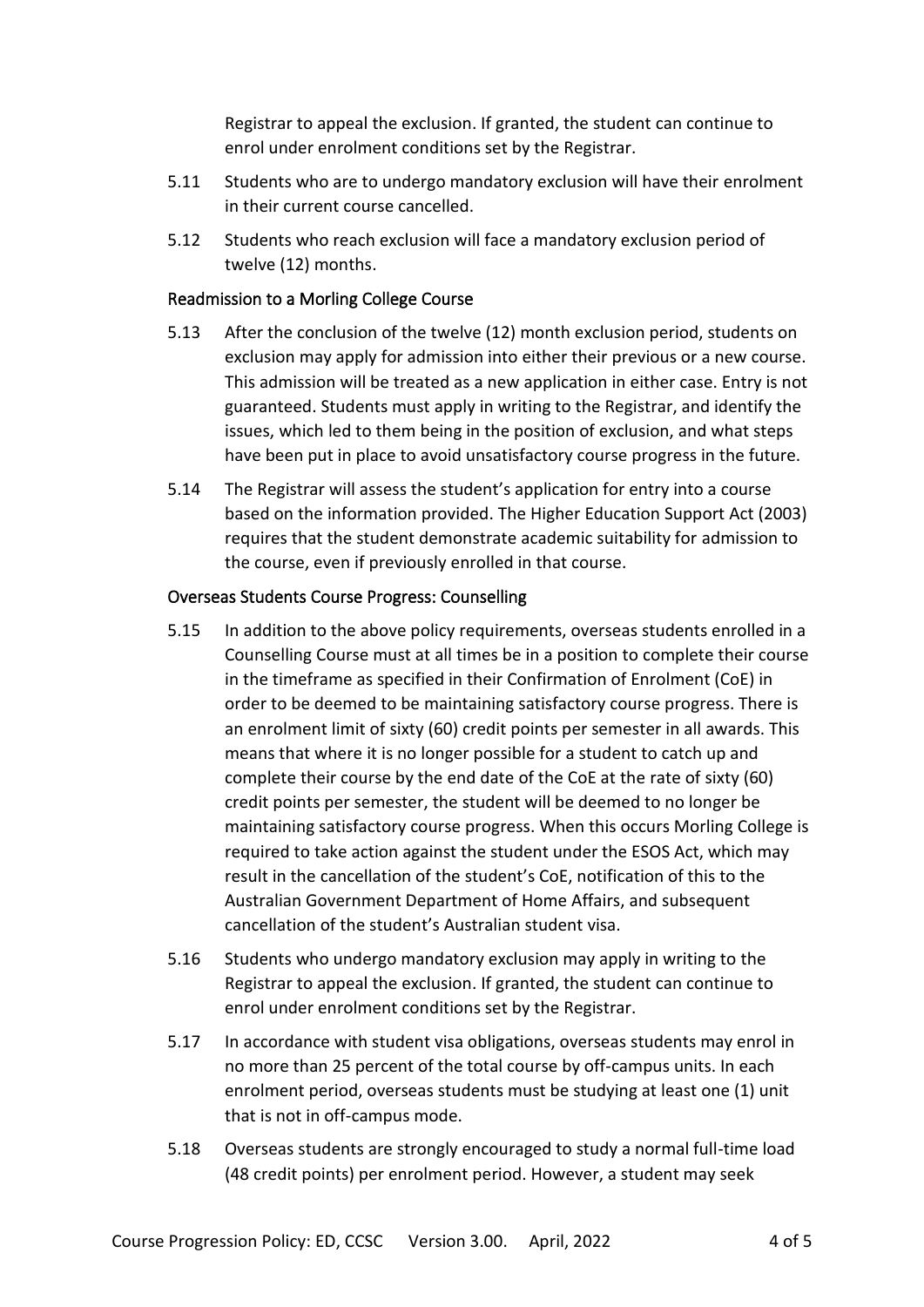Registrar to appeal the exclusion. If granted, the student can continue to enrol under enrolment conditions set by the Registrar.

5.11 Students who are to undergo mandatory exclusion will have their enrolment in their current course cancelled.

5.12 Students who reach exclusion will face a mandatory exclusion period of twelve (12) months.

### Readmission to a Morling College Course

5.13 After the conclusion of the twelve (12) month exclusion period, students on exclusion may apply for admission into either their previous or a new course. This admission will be treated as a new application in either case. Entry is not guaranteed. Students must apply in writing to the Registrar, and identify the issues, which led to them being in the position of exclusion, and what steps have been put in place to avoid unsatisfactory course progress in the future.

5.14 The Registrar will assess the student's application for entry into a course based on the information provided. The Higher Education Support Act (2003) requires that the student demonstrate academic suitability for admission to the course, even if previously enrolled in that course.

### Overseas Students Course Progress: Counselling

5.15 In addition to the above policy requirements, overseas students enrolled in a Counselling Course must at all times be in a position to complete their course in the timeframe as specified in their Confirmation of Enrolment (CoE) in order to be deemed to be maintaining satisfactory course progress. There is an enrolment limit of sixty (60) credit points per semester in all awards. This means that where it is no longer possible for a student to catch up and complete their course by the end date of the CoE at the rate of sixty (60) credit points per semester, the student will be deemed to no longer be maintaining satisfactory course progress. When this occurs Morling College is required to take action against the student under the ESOS Act, which may result in the cancellation of the student's CoE, notification of this to the Australian Government Department of Home Affairs, and subsequent cancellation of the student's Australian student visa.

5.16 Students who undergo mandatory exclusion may apply in writing to the Registrar to appeal the exclusion. If granted, the student can continue to enrol under enrolment conditions set by the Registrar.

5.17 In accordance with student visa obligations, overseas students may enrol in no more than 25 percent of the total course by off-campus units. In each enrolment period, overseas students must be studying at least one (1) unit that is not in off-campus mode.

5.18 Overseas students are strongly encouraged to study a normal full-time load (48 credit points) per enrolment period. However, a student may seek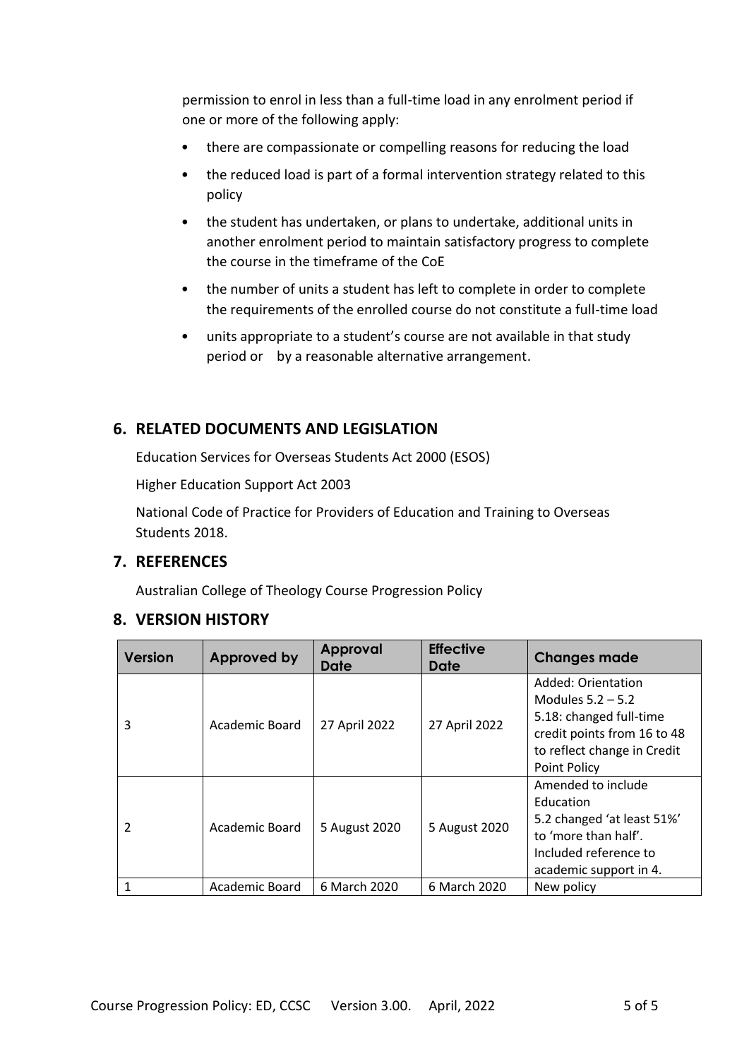permission to enrol in less than a full-time load in any enrolment period if one or more of the following apply:

- there are compassionate or compelling reasons for reducing the load
- the reduced load is part of a formal intervention strategy related to this policy
- the student has undertaken, or plans to undertake, additional units in another enrolment period to maintain satisfactory progress to complete the course in the timeframe of the CoE
- the number of units a student has left to complete in order to complete the requirements of the enrolled course do not constitute a full-time load
- units appropriate to a student's course are not available in that study period or by a reasonable alternative arrangement.

## 6. RELATED DOCUMENTS AND LEGISLATION

Education Services for Overseas Students Act 2000 (ESOS)

Higher Education Support Act 2003

National Code of Practice for Providers of Education and Training to Overseas Students 2018.

## 7. REFERENCES

Australian College of Theology Course Progression Policy

## 8. VERSION HISTORY

| Version | Approved by | Approval Date | Effective Date | Changes made |
|---|---|---|---|---|
| 3 | Academic Board | 27 April 2022 | 27 April 2022 | Added: Orientation Modules 5.2 – 5.2<br>5.18: changed full-time credit points from 16 to 48 to reflect change in Credit Point Policy |
| 2 | Academic Board | 5 August 2020 | 5 August 2020 | Amended to include Education<br>5.2 changed 'at least 51%' to 'more than half'.<br>Included reference to academic support in 4. |
| 1 | Academic Board | 6 March 2020 | 6 March 2020 | New policy |